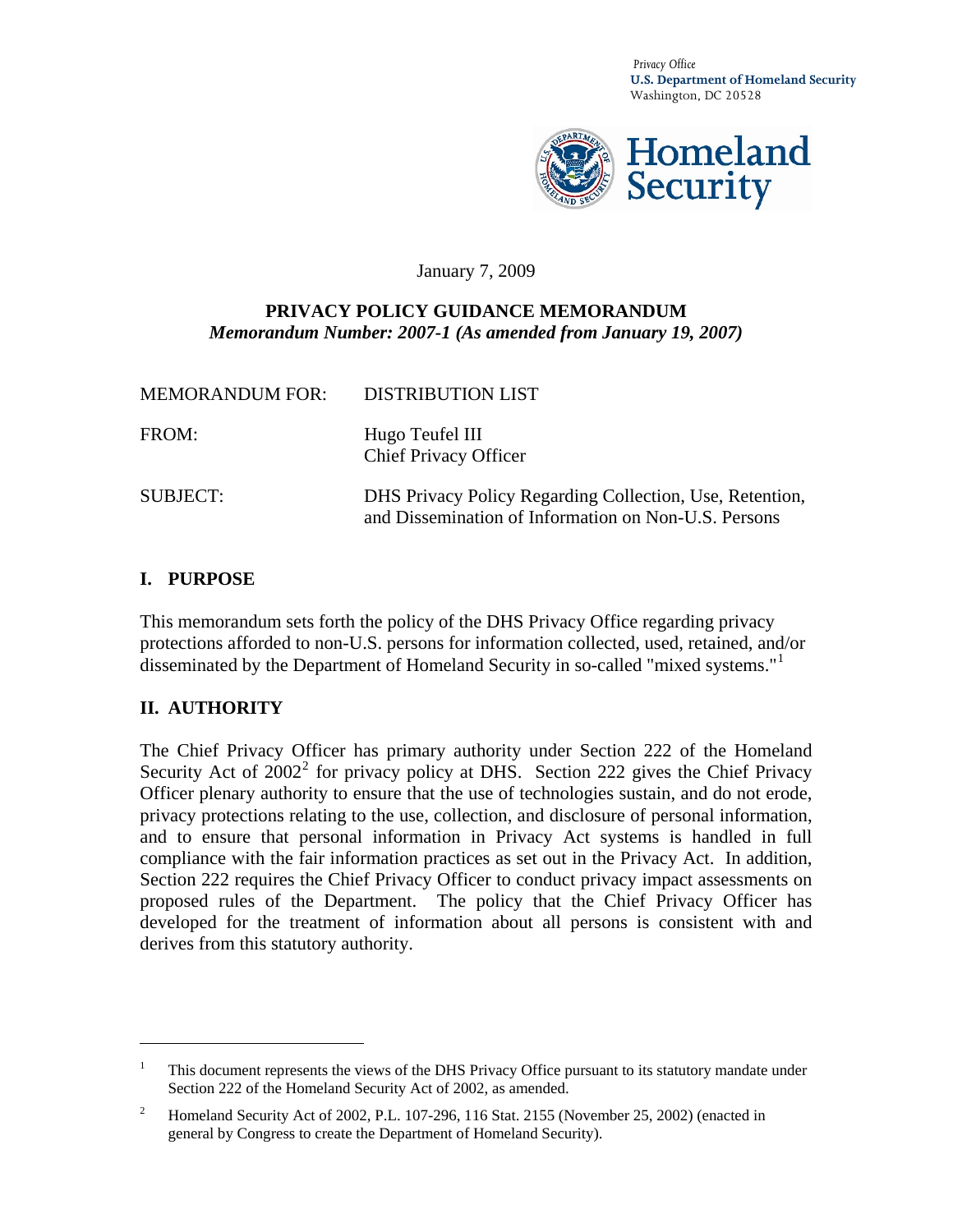Privacy Office
**U.S. Department of Homeland Security**
Washington, DC 20528

**Homeland Security**

January 7, 2009

**PRIVACY POLICY GUIDANCE MEMORANDUM**
***Memorandum Number: 2007-1 (As amended from January 19, 2007)***

MEMORANDUM FOR: DISTRIBUTION LIST

FROM: Hugo Teufel III
Chief Privacy Officer

SUBJECT: DHS Privacy Policy Regarding Collection, Use, Retention, and Dissemination of Information on Non-U.S. Persons

## I. PURPOSE

This memorandum sets forth the policy of the DHS Privacy Office regarding privacy protections afforded to non-U.S. persons for information collected, used, retained, and/or disseminated by the Department of Homeland Security in so-called "mixed systems."[1]

## II. AUTHORITY

The Chief Privacy Officer has primary authority under Section 222 of the Homeland Security Act of 2002[2] for privacy policy at DHS. Section 222 gives the Chief Privacy Officer plenary authority to ensure that the use of technologies sustain, and do not erode, privacy protections relating to the use, collection, and disclosure of personal information, and to ensure that personal information in Privacy Act systems is handled in full compliance with the fair information practices as set out in the Privacy Act. In addition, Section 222 requires the Chief Privacy Officer to conduct privacy impact assessments on proposed rules of the Department. The policy that the Chief Privacy Officer has developed for the treatment of information about all persons is consistent with and derives from this statutory authority.

---

[1] This document represents the views of the DHS Privacy Office pursuant to its statutory mandate under Section 222 of the Homeland Security Act of 2002, as amended.

[2] Homeland Security Act of 2002, P.L. 107-296, 116 Stat. 2155 (November 25, 2002) (enacted in general by Congress to create the Department of Homeland Security).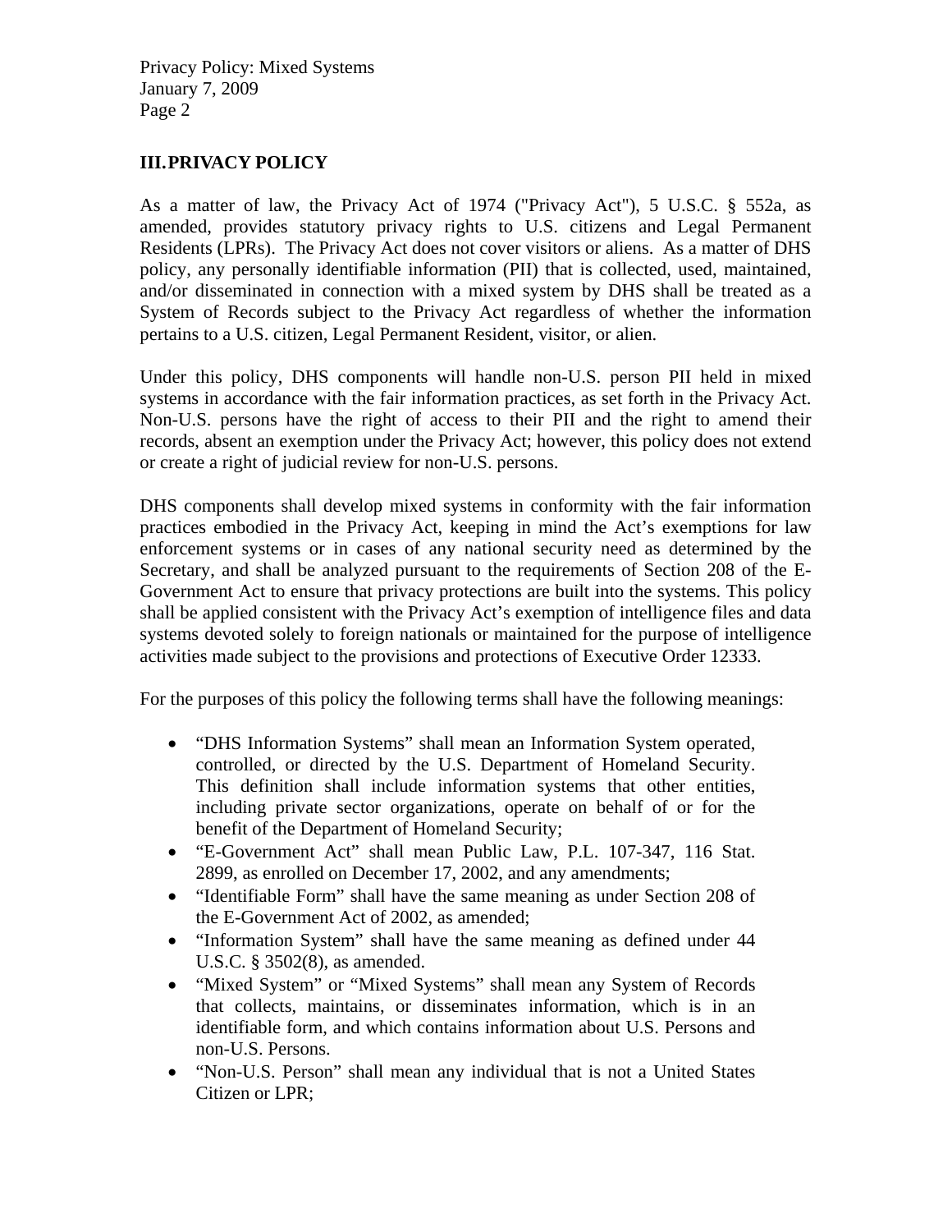## III. PRIVACY POLICY

As a matter of law, the Privacy Act of 1974 ("Privacy Act"), 5 U.S.C. § 552a, as amended, provides statutory privacy rights to U.S. citizens and Legal Permanent Residents (LPRs). The Privacy Act does not cover visitors or aliens. As a matter of DHS policy, any personally identifiable information (PII) that is collected, used, maintained, and/or disseminated in connection with a mixed system by DHS shall be treated as a System of Records subject to the Privacy Act regardless of whether the information pertains to a U.S. citizen, Legal Permanent Resident, visitor, or alien.

Under this policy, DHS components will handle non-U.S. person PII held in mixed systems in accordance with the fair information practices, as set forth in the Privacy Act. Non-U.S. persons have the right of access to their PII and the right to amend their records, absent an exemption under the Privacy Act; however, this policy does not extend or create a right of judicial review for non-U.S. persons.

DHS components shall develop mixed systems in conformity with the fair information practices embodied in the Privacy Act, keeping in mind the Act's exemptions for law enforcement systems or in cases of any national security need as determined by the Secretary, and shall be analyzed pursuant to the requirements of Section 208 of the E-Government Act to ensure that privacy protections are built into the systems. This policy shall be applied consistent with the Privacy Act's exemption of intelligence files and data systems devoted solely to foreign nationals or maintained for the purpose of intelligence activities made subject to the provisions and protections of Executive Order 12333.

For the purposes of this policy the following terms shall have the following meanings:

- "DHS Information Systems" shall mean an Information System operated, controlled, or directed by the U.S. Department of Homeland Security. This definition shall include information systems that other entities, including private sector organizations, operate on behalf of or for the benefit of the Department of Homeland Security;
- "E-Government Act" shall mean Public Law, P.L. 107-347, 116 Stat. 2899, as enrolled on December 17, 2002, and any amendments;
- "Identifiable Form" shall have the same meaning as under Section 208 of the E-Government Act of 2002, as amended;
- "Information System" shall have the same meaning as defined under 44 U.S.C. § 3502(8), as amended.
- "Mixed System" or "Mixed Systems" shall mean any System of Records that collects, maintains, or disseminates information, which is in an identifiable form, and which contains information about U.S. Persons and non-U.S. Persons.
- "Non-U.S. Person" shall mean any individual that is not a United States Citizen or LPR;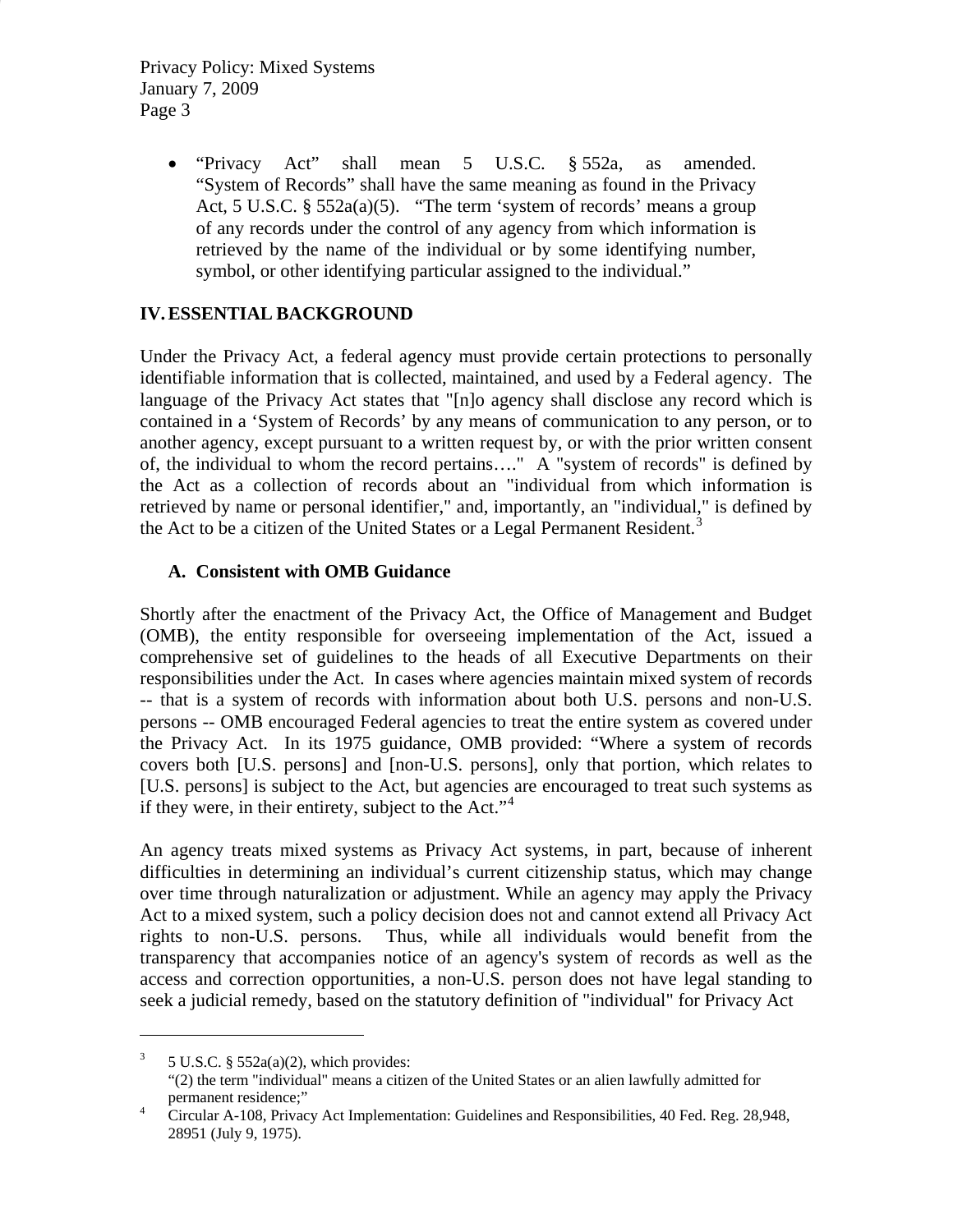- "Privacy Act" shall mean 5 U.S.C. § 552a, as amended. "System of Records" shall have the same meaning as found in the Privacy Act, 5 U.S.C. § 552a(a)(5). "The term 'system of records' means a group of any records under the control of any agency from which information is retrieved by the name of the individual or by some identifying number, symbol, or other identifying particular assigned to the individual."

## IV. ESSENTIAL BACKGROUND

Under the Privacy Act, a federal agency must provide certain protections to personally identifiable information that is collected, maintained, and used by a Federal agency. The language of the Privacy Act states that "[n]o agency shall disclose any record which is contained in a 'System of Records' by any means of communication to any person, or to another agency, except pursuant to a written request by, or with the prior written consent of, the individual to whom the record pertains…." A "system of records" is defined by the Act as a collection of records about an "individual from which information is retrieved by name or personal identifier," and, importantly, an "individual," is defined by the Act to be a citizen of the United States or a Legal Permanent Resident.[3]

### A. Consistent with OMB Guidance

Shortly after the enactment of the Privacy Act, the Office of Management and Budget (OMB), the entity responsible for overseeing implementation of the Act, issued a comprehensive set of guidelines to the heads of all Executive Departments on their responsibilities under the Act. In cases where agencies maintain mixed system of records -- that is a system of records with information about both U.S. persons and non-U.S. persons -- OMB encouraged Federal agencies to treat the entire system as covered under the Privacy Act. In its 1975 guidance, OMB provided: "Where a system of records covers both [U.S. persons] and [non-U.S. persons], only that portion, which relates to [U.S. persons] is subject to the Act, but agencies are encouraged to treat such systems as if they were, in their entirety, subject to the Act."[4]

An agency treats mixed systems as Privacy Act systems, in part, because of inherent difficulties in determining an individual's current citizenship status, which may change over time through naturalization or adjustment. While an agency may apply the Privacy Act to a mixed system, such a policy decision does not and cannot extend all Privacy Act rights to non-U.S. persons. Thus, while all individuals would benefit from the transparency that accompanies notice of an agency's system of records as well as the access and correction opportunities, a non-U.S. person does not have legal standing to seek a judicial remedy, based on the statutory definition of "individual" for Privacy Act

---

[3] 5 U.S.C. § 552a(a)(2), which provides:
"(2) the term "individual" means a citizen of the United States or an alien lawfully admitted for permanent residence;"

[4] Circular A-108, Privacy Act Implementation: Guidelines and Responsibilities, 40 Fed. Reg. 28,948, 28951 (July 9, 1975).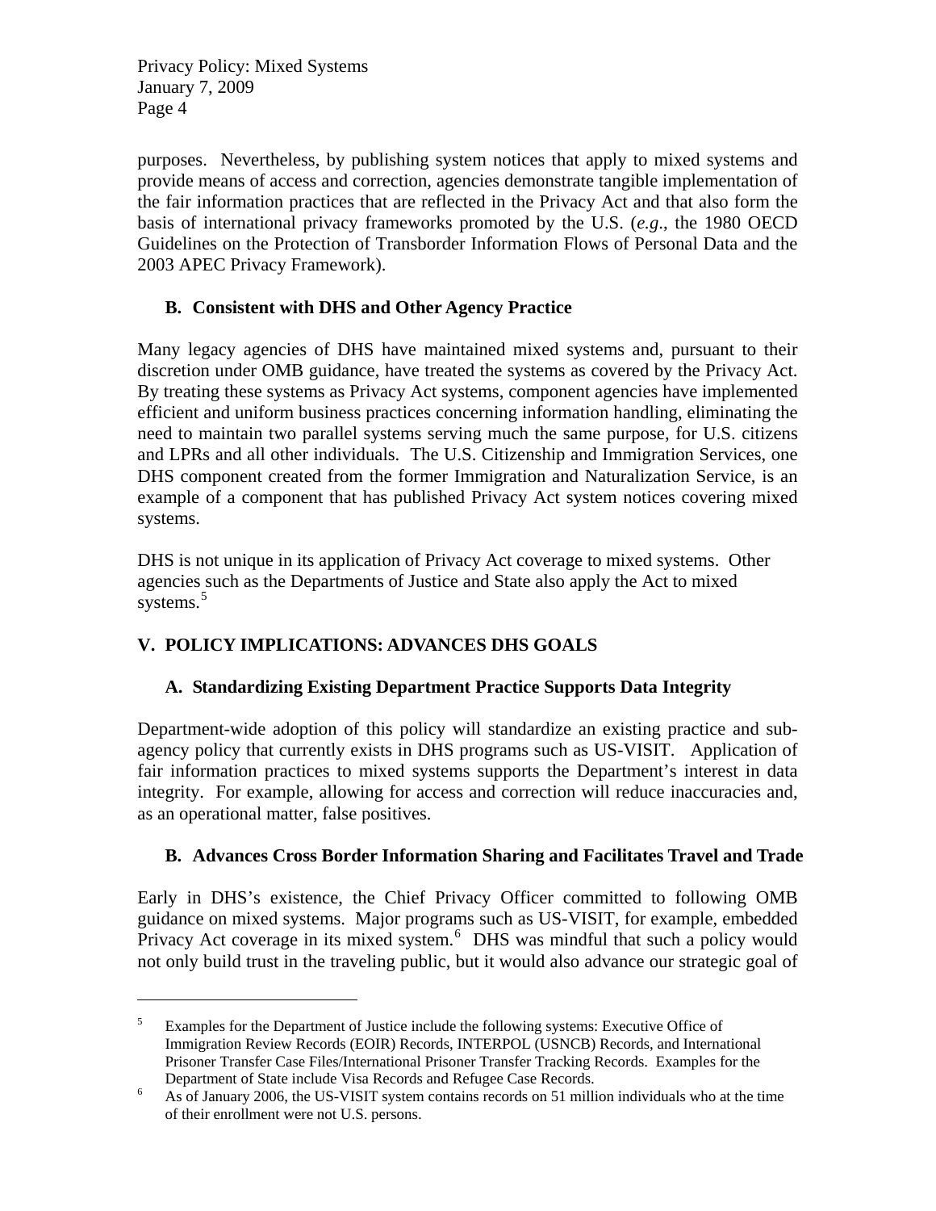purposes. Nevertheless, by publishing system notices that apply to mixed systems and provide means of access and correction, agencies demonstrate tangible implementation of the fair information practices that are reflected in the Privacy Act and that also form the basis of international privacy frameworks promoted by the U.S. (*e.g*., the 1980 OECD Guidelines on the Protection of Transborder Information Flows of Personal Data and the 2003 APEC Privacy Framework).

### B. Consistent with DHS and Other Agency Practice

Many legacy agencies of DHS have maintained mixed systems and, pursuant to their discretion under OMB guidance, have treated the systems as covered by the Privacy Act. By treating these systems as Privacy Act systems, component agencies have implemented efficient and uniform business practices concerning information handling, eliminating the need to maintain two parallel systems serving much the same purpose, for U.S. citizens and LPRs and all other individuals. The U.S. Citizenship and Immigration Services, one DHS component created from the former Immigration and Naturalization Service, is an example of a component that has published Privacy Act system notices covering mixed systems.

DHS is not unique in its application of Privacy Act coverage to mixed systems. Other agencies such as the Departments of Justice and State also apply the Act to mixed systems.[5]

## V. POLICY IMPLICATIONS: ADVANCES DHS GOALS

### A. Standardizing Existing Department Practice Supports Data Integrity

Department-wide adoption of this policy will standardize an existing practice and sub-agency policy that currently exists in DHS programs such as US-VISIT. Application of fair information practices to mixed systems supports the Department's interest in data integrity. For example, allowing for access and correction will reduce inaccuracies and, as an operational matter, false positives.

### B. Advances Cross Border Information Sharing and Facilitates Travel and Trade

Early in DHS's existence, the Chief Privacy Officer committed to following OMB guidance on mixed systems. Major programs such as US-VISIT, for example, embedded Privacy Act coverage in its mixed system.[6] DHS was mindful that such a policy would not only build trust in the traveling public, but it would also advance our strategic goal of

---

[5] Examples for the Department of Justice include the following systems: Executive Office of Immigration Review Records (EOIR) Records, INTERPOL (USNCB) Records, and International Prisoner Transfer Case Files/International Prisoner Transfer Tracking Records. Examples for the Department of State include Visa Records and Refugee Case Records.

[6] As of January 2006, the US-VISIT system contains records on 51 million individuals who at the time of their enrollment were not U.S. persons.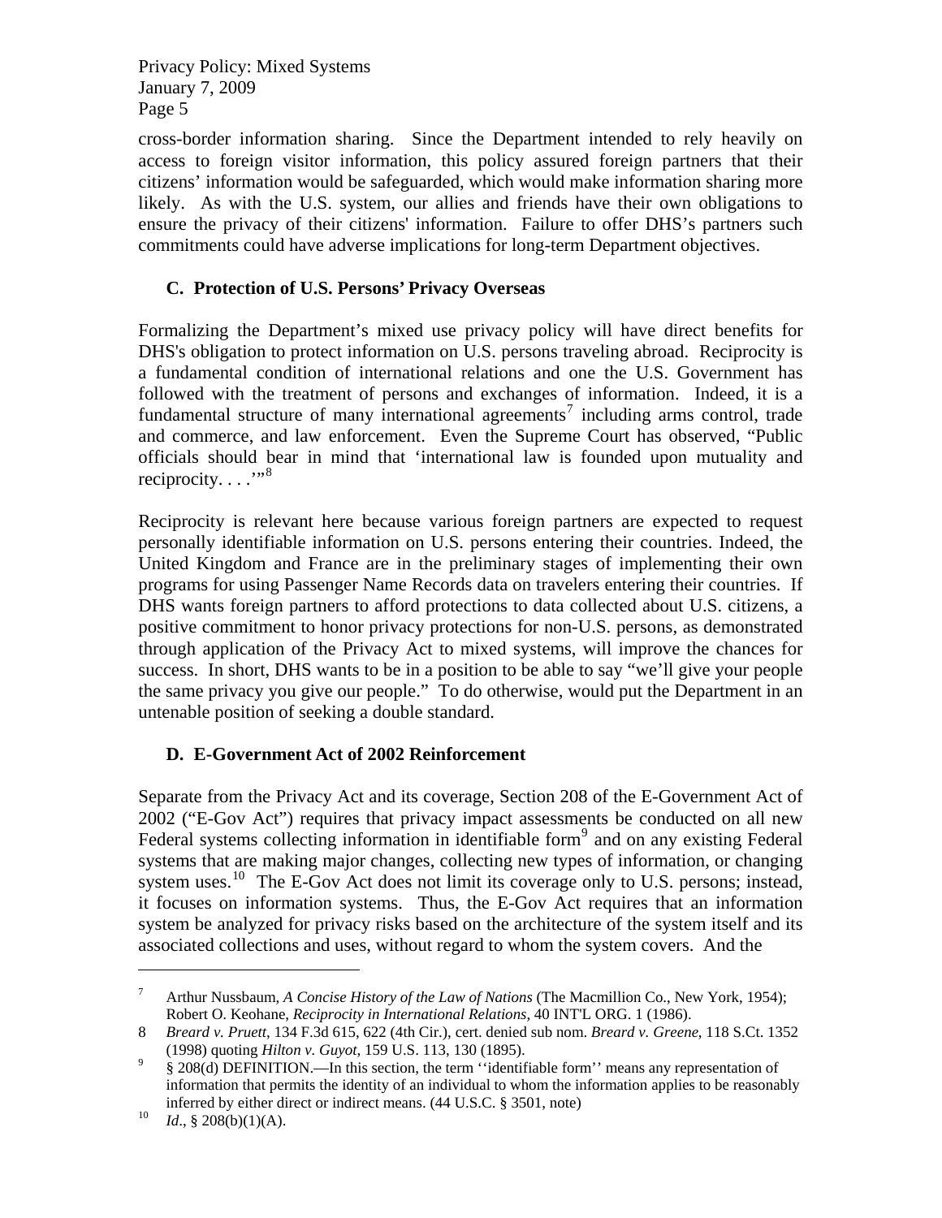cross-border information sharing. Since the Department intended to rely heavily on access to foreign visitor information, this policy assured foreign partners that their citizens' information would be safeguarded, which would make information sharing more likely. As with the U.S. system, our allies and friends have their own obligations to ensure the privacy of their citizens' information. Failure to offer DHS's partners such commitments could have adverse implications for long-term Department objectives.

### C. Protection of U.S. Persons' Privacy Overseas

Formalizing the Department's mixed use privacy policy will have direct benefits for DHS's obligation to protect information on U.S. persons traveling abroad. Reciprocity is a fundamental condition of international relations and one the U.S. Government has followed with the treatment of persons and exchanges of information. Indeed, it is a fundamental structure of many international agreements[7] including arms control, trade and commerce, and law enforcement. Even the Supreme Court has observed, "Public officials should bear in mind that 'international law is founded upon mutuality and reciprocity. . . .'"[8]

Reciprocity is relevant here because various foreign partners are expected to request personally identifiable information on U.S. persons entering their countries. Indeed, the United Kingdom and France are in the preliminary stages of implementing their own programs for using Passenger Name Records data on travelers entering their countries. If DHS wants foreign partners to afford protections to data collected about U.S. citizens, a positive commitment to honor privacy protections for non-U.S. persons, as demonstrated through application of the Privacy Act to mixed systems, will improve the chances for success. In short, DHS wants to be in a position to be able to say "we'll give your people the same privacy you give our people." To do otherwise, would put the Department in an untenable position of seeking a double standard.

### D. E-Government Act of 2002 Reinforcement

Separate from the Privacy Act and its coverage, Section 208 of the E-Government Act of 2002 ("E-Gov Act") requires that privacy impact assessments be conducted on all new Federal systems collecting information in identifiable form[9] and on any existing Federal systems that are making major changes, collecting new types of information, or changing system uses.[10] The E-Gov Act does not limit its coverage only to U.S. persons; instead, it focuses on information systems. Thus, the E-Gov Act requires that an information system be analyzed for privacy risks based on the architecture of the system itself and its associated collections and uses, without regard to whom the system covers. And the

---

[7] Arthur Nussbaum, *A Concise History of the Law of Nations* (The Macmillion Co., New York, 1954); Robert O. Keohane, *Reciprocity in International Relations*, 40 INT'L ORG. 1 (1986).

[8] *Breard v. Pruett*, 134 F.3d 615, 622 (4th Cir.), cert. denied sub nom. *Breard v. Greene*, 118 S.Ct. 1352 (1998) quoting *Hilton v. Guyot*, 159 U.S. 113, 130 (1895).

[9] § 208(d) DEFINITION.—In this section, the term ''identifiable form'' means any representation of information that permits the identity of an individual to whom the information applies to be reasonably inferred by either direct or indirect means. (44 U.S.C. § 3501, note)

[10] *Id*., § 208(b)(1)(A).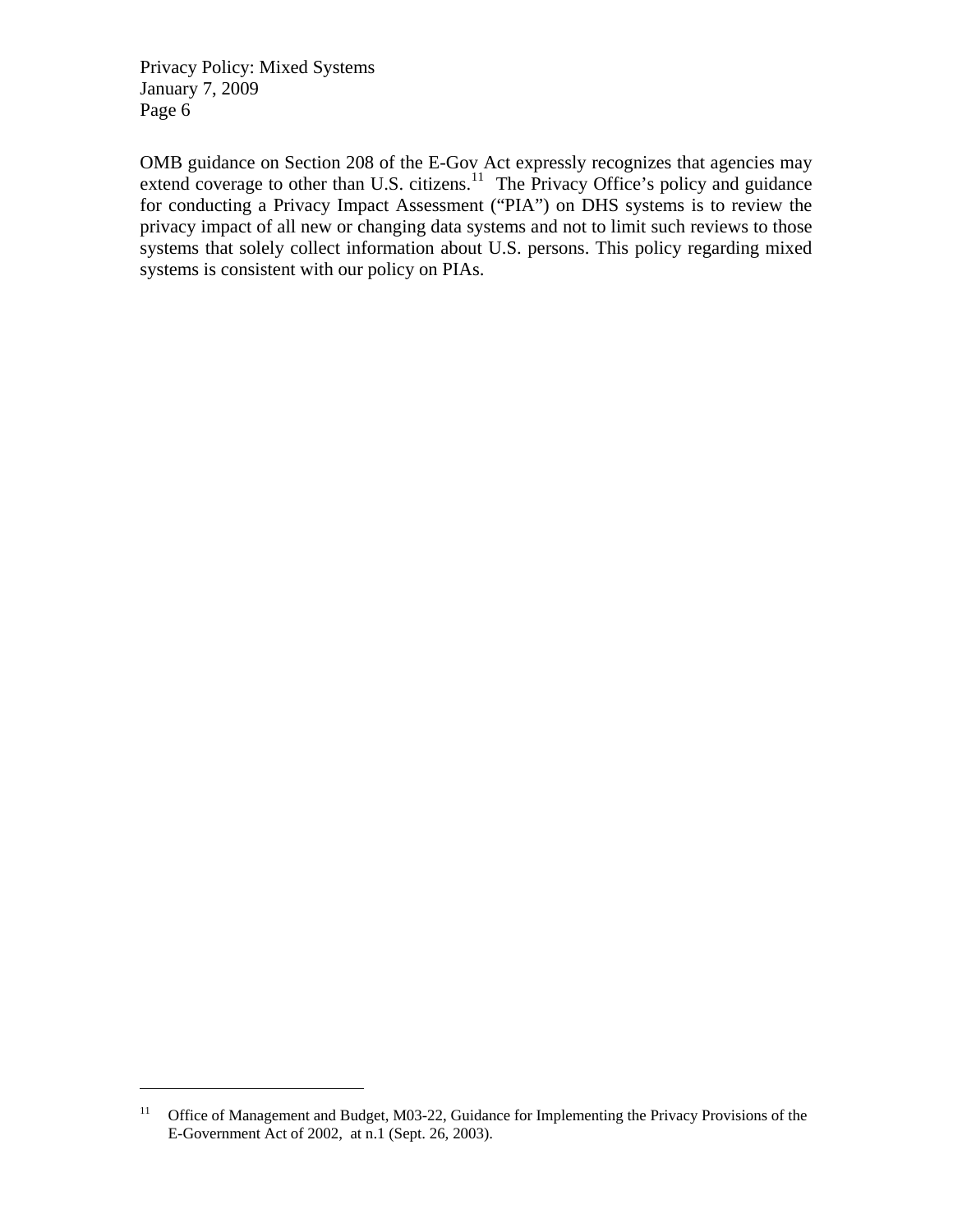OMB guidance on Section 208 of the E-Gov Act expressly recognizes that agencies may extend coverage to other than U.S. citizens.[11] The Privacy Office's policy and guidance for conducting a Privacy Impact Assessment ("PIA") on DHS systems is to review the privacy impact of all new or changing data systems and not to limit such reviews to those systems that solely collect information about U.S. persons. This policy regarding mixed systems is consistent with our policy on PIAs.

---

[11] Office of Management and Budget, M03-22, Guidance for Implementing the Privacy Provisions of the E-Government Act of 2002, at n.1 (Sept. 26, 2003).